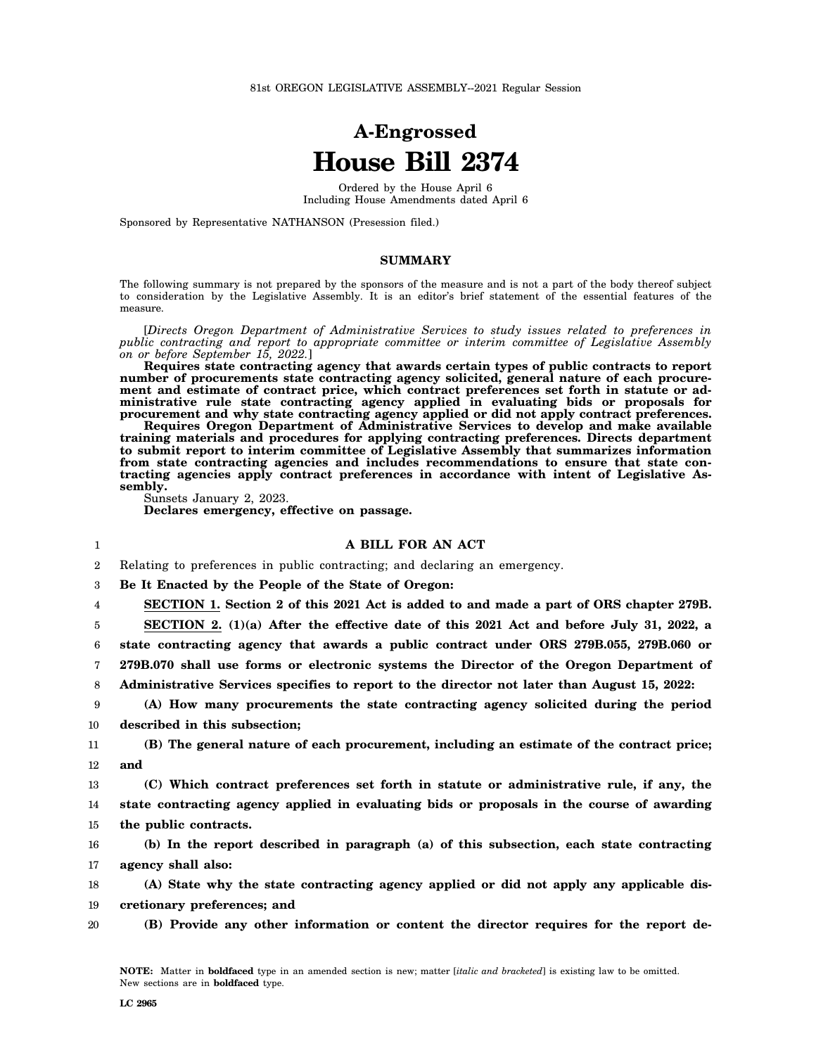81st OREGON LEGISLATIVE ASSEMBLY--2021 Regular Session

# A-Engrossed
# House Bill 2374

Ordered by the House April 6
Including House Amendments dated April 6

Sponsored by Representative NATHANSON (Presession filed.)

## SUMMARY

The following summary is not prepared by the sponsors of the measure and is not a part of the body thereof subject to consideration by the Legislative Assembly. It is an editor's brief statement of the essential features of the measure.

[*Directs Oregon Department of Administrative Services to study issues related to preferences in public contracting and report to appropriate committee or interim committee of Legislative Assembly on or before September 15, 2022.*]

**Requires state contracting agency that awards certain types of public contracts to report number of procurements state contracting agency solicited, general nature of each procurement and estimate of contract price, which contract preferences set forth in statute or administrative rule state contracting agency applied in evaluating bids or proposals for procurement and why state contracting agency applied or did not apply contract preferences.**

**Requires Oregon Department of Administrative Services to develop and make available training materials and procedures for applying contracting preferences. Directs department to submit report to interim committee of Legislative Assembly that summarizes information from state contracting agencies and includes recommendations to ensure that state contracting agencies apply contract preferences in accordance with intent of Legislative Assembly.**

Sunsets January 2, 2023.

**Declares emergency, effective on passage.**

## A BILL FOR AN ACT

Relating to preferences in public contracting; and declaring an emergency.

**Be It Enacted by the People of the State of Oregon:**

**SECTION 1. Section 2 of this 2021 Act is added to and made a part of ORS chapter 279B.**

**SECTION 2. (1)(a) After the effective date of this 2021 Act and before July 31, 2022, a state contracting agency that awards a public contract under ORS 279B.055, 279B.060 or 279B.070 shall use forms or electronic systems the Director of the Oregon Department of Administrative Services specifies to report to the director not later than August 15, 2022:**

**(A) How many procurements the state contracting agency solicited during the period described in this subsection;**

**(B) The general nature of each procurement, including an estimate of the contract price; and**

**(C) Which contract preferences set forth in statute or administrative rule, if any, the state contracting agency applied in evaluating bids or proposals in the course of awarding the public contracts.**

**(b) In the report described in paragraph (a) of this subsection, each state contracting agency shall also:**

**(A) State why the state contracting agency applied or did not apply any applicable discretionary preferences; and**

**(B) Provide any other information or content the director requires for the report de-**

**NOTE:** Matter in **boldfaced** type in an amended section is new; matter [*italic and bracketed*] is existing law to be omitted. New sections are in **boldfaced** type.

LC 2965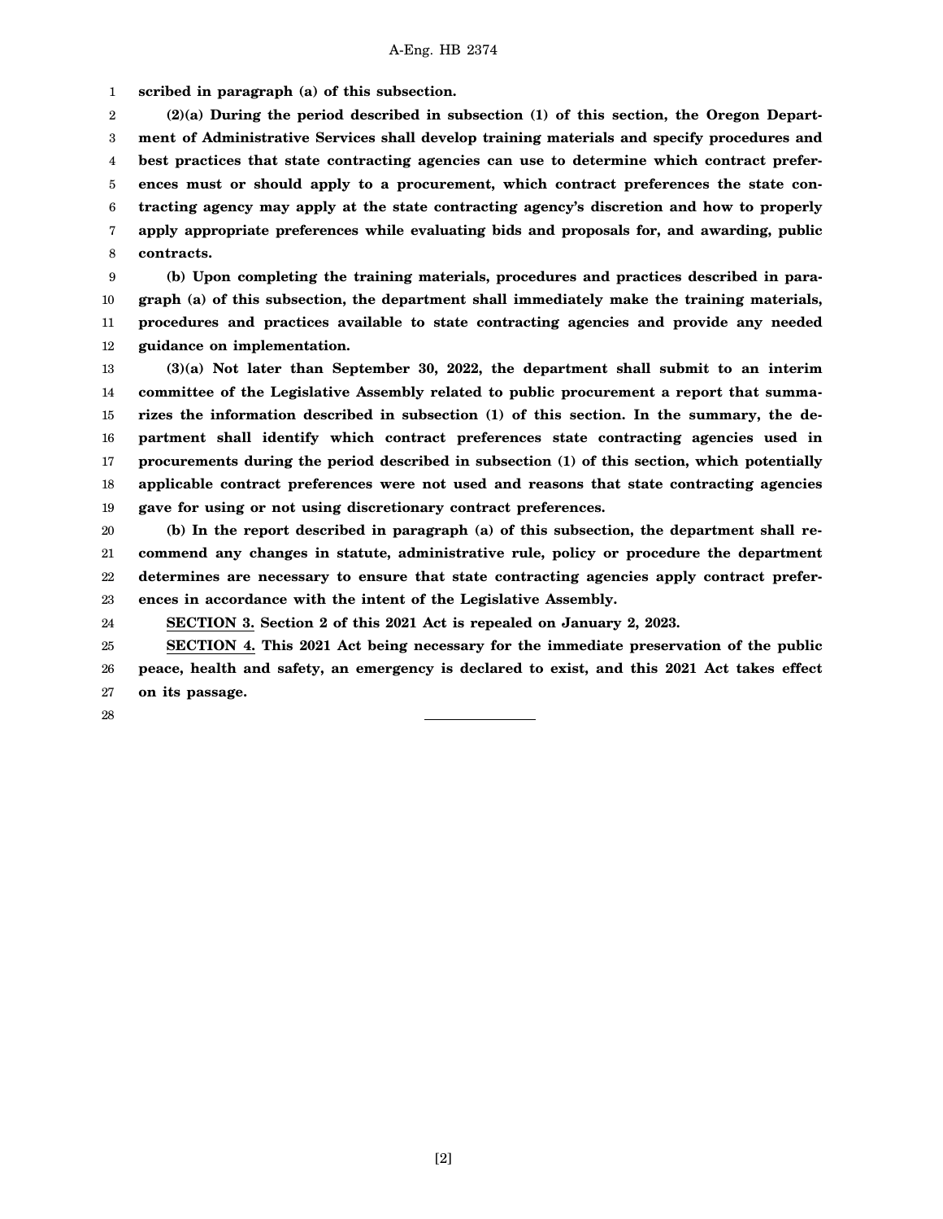**scribed in paragraph (a) of this subsection.**

**(2)(a) During the period described in subsection (1) of this section, the Oregon Department of Administrative Services shall develop training materials and specify procedures and best practices that state contracting agencies can use to determine which contract preferences must or should apply to a procurement, which contract preferences the state contracting agency may apply at the state contracting agency's discretion and how to properly apply appropriate preferences while evaluating bids and proposals for, and awarding, public contracts.**

**(b) Upon completing the training materials, procedures and practices described in paragraph (a) of this subsection, the department shall immediately make the training materials, procedures and practices available to state contracting agencies and provide any needed guidance on implementation.**

**(3)(a) Not later than September 30, 2022, the department shall submit to an interim committee of the Legislative Assembly related to public procurement a report that summarizes the information described in subsection (1) of this section. In the summary, the department shall identify which contract preferences state contracting agencies used in procurements during the period described in subsection (1) of this section, which potentially applicable contract preferences were not used and reasons that state contracting agencies gave for using or not using discretionary contract preferences.**

**(b) In the report described in paragraph (a) of this subsection, the department shall recommend any changes in statute, administrative rule, policy or procedure the department determines are necessary to ensure that state contracting agencies apply contract preferences in accordance with the intent of the Legislative Assembly.**

**SECTION 3. Section 2 of this 2021 Act is repealed on January 2, 2023.**

**SECTION 4. This 2021 Act being necessary for the immediate preservation of the public peace, health and safety, an emergency is declared to exist, and this 2021 Act takes effect on its passage.**